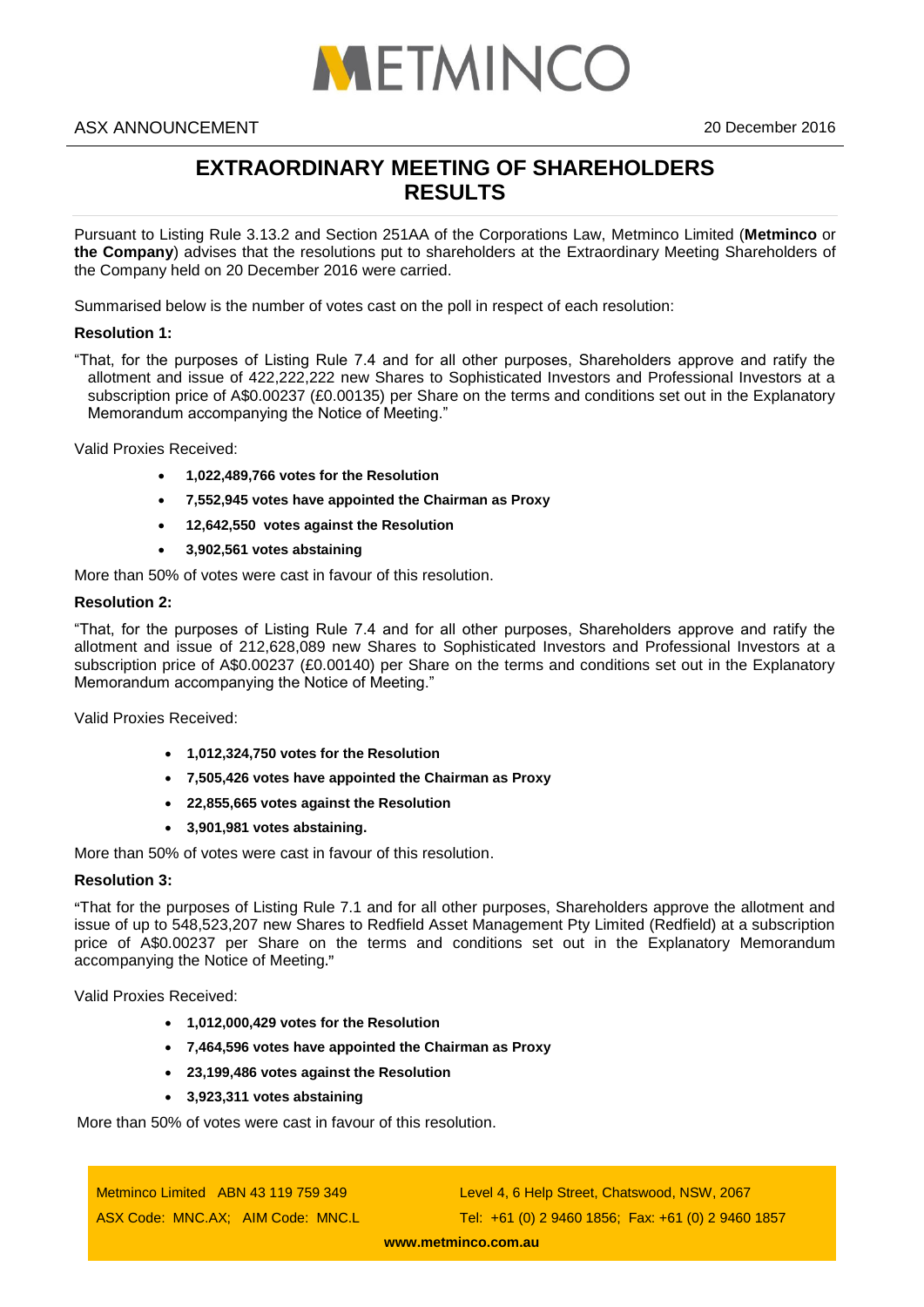METMINCO

ASX ANNOUNCEMENT

20 December 2016

# EXTRAORDINARY MEETING OF SHAREHOLDERS RESULTS

Pursuant to Listing Rule 3.13.2 and Section 251AA of the Corporations Law, Metminco Limited (**Metminco** or **the Company**) advises that the resolutions put to shareholders at the Extraordinary Meeting Shareholders of the Company held on 20 December 2016 were carried.

Summarised below is the number of votes cast on the poll in respect of each resolution:

**Resolution 1:**

"That, for the purposes of Listing Rule 7.4 and for all other purposes, Shareholders approve and ratify the allotment and issue of 422,222,222 new Shares to Sophisticated Investors and Professional Investors at a subscription price of A$0.00237 (£0.00135) per Share on the terms and conditions set out in the Explanatory Memorandum accompanying the Notice of Meeting."

Valid Proxies Received:

- **1,022,489,766 votes for the Resolution**
- **7,552,945 votes have appointed the Chairman as Proxy**
- **12,642,550 votes against the Resolution**
- **3,902,561 votes abstaining**

More than 50% of votes were cast in favour of this resolution.

**Resolution 2:**

"That, for the purposes of Listing Rule 7.4 and for all other purposes, Shareholders approve and ratify the allotment and issue of 212,628,089 new Shares to Sophisticated Investors and Professional Investors at a subscription price of A$0.00237 (£0.00140) per Share on the terms and conditions set out in the Explanatory Memorandum accompanying the Notice of Meeting."

Valid Proxies Received:

- **1,012,324,750 votes for the Resolution**
- **7,505,426 votes have appointed the Chairman as Proxy**
- **22,855,665 votes against the Resolution**
- **3,901,981 votes abstaining.**

More than 50% of votes were cast in favour of this resolution.

**Resolution 3:**

"That for the purposes of Listing Rule 7.1 and for all other purposes, Shareholders approve the allotment and issue of up to 548,523,207 new Shares to Redfield Asset Management Pty Limited (Redfield) at a subscription price of A$0.00237 per Share on the terms and conditions set out in the Explanatory Memorandum accompanying the Notice of Meeting."

Valid Proxies Received:

- **1,012,000,429 votes for the Resolution**
- **7,464,596 votes have appointed the Chairman as Proxy**
- **23,199,486 votes against the Resolution**
- **3,923,311 votes abstaining**

More than 50% of votes were cast in favour of this resolution.

Metminco Limited ABN 43 119 759 349
ASX Code: MNC.AX; AIM Code: MNC.L

Level 4, 6 Help Street, Chatswood, NSW, 2067
Tel: +61 (0) 2 9460 1856; Fax: +61 (0) 2 9460 1857

**www.metminco.com.au**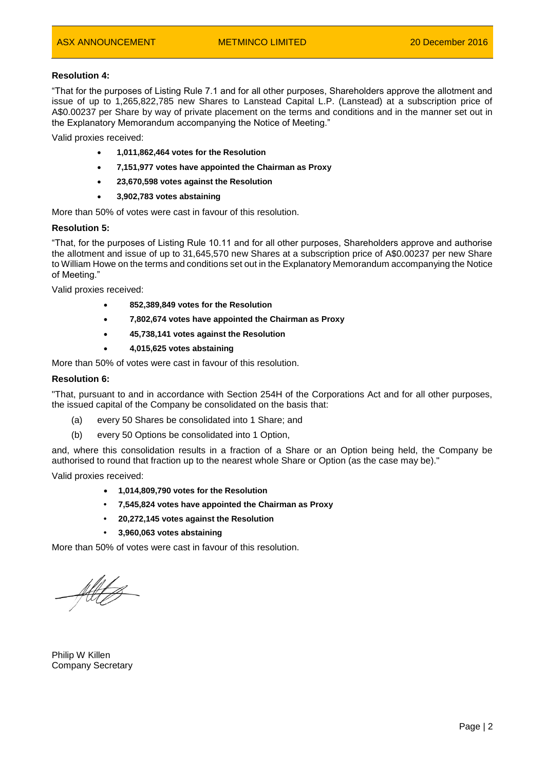**Resolution 4:**

"That for the purposes of Listing Rule 7.1 and for all other purposes, Shareholders approve the allotment and issue of up to 1,265,822,785 new Shares to Lanstead Capital L.P. (Lanstead) at a subscription price of A$0.00237 per Share by way of private placement on the terms and conditions and in the manner set out in the Explanatory Memorandum accompanying the Notice of Meeting."

Valid proxies received:

- **1,011,862,464 votes for the Resolution**
- **7,151,977 votes have appointed the Chairman as Proxy**
- **23,670,598 votes against the Resolution**
- **3,902,783 votes abstaining**

More than 50% of votes were cast in favour of this resolution.

**Resolution 5:**

"That, for the purposes of Listing Rule 10.11 and for all other purposes, Shareholders approve and authorise the allotment and issue of up to 31,645,570 new Shares at a subscription price of A$0.00237 per new Share to William Howe on the terms and conditions set out in the Explanatory Memorandum accompanying the Notice of Meeting."

Valid proxies received:

- **852,389,849 votes for the Resolution**
- **7,802,674 votes have appointed the Chairman as Proxy**
- **45,738,141 votes against the Resolution**
- **4,015,625 votes abstaining**

More than 50% of votes were cast in favour of this resolution.

**Resolution 6:**

"That, pursuant to and in accordance with Section 254H of the Corporations Act and for all other purposes, the issued capital of the Company be consolidated on the basis that:

(a) every 50 Shares be consolidated into 1 Share; and

(b) every 50 Options be consolidated into 1 Option,

and, where this consolidation results in a fraction of a Share or an Option being held, the Company be authorised to round that fraction up to the nearest whole Share or Option (as the case may be)."

Valid proxies received:

- **1,014,809,790 votes for the Resolution**
- **7,545,824 votes have appointed the Chairman as Proxy**
- **20,272,145 votes against the Resolution**
- **3,960,063 votes abstaining**

More than 50% of votes were cast in favour of this resolution.

Philip W Killen
Company Secretary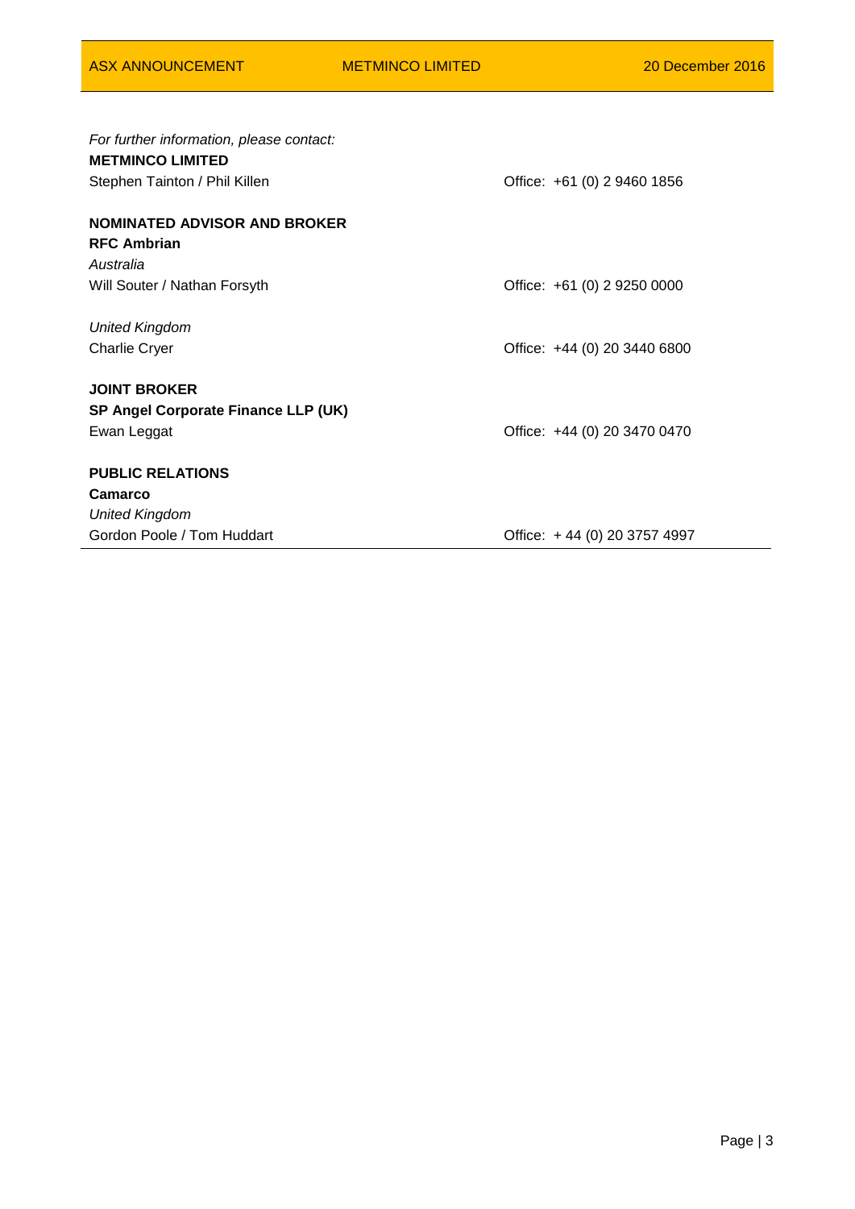*For further information, please contact:*

**METMINCO LIMITED**

Stephen Tainton / Phil Killen — Office: +61 (0) 2 9460 1856

**NOMINATED ADVISOR AND BROKER**

**RFC Ambrian**

*Australia*

Will Souter / Nathan Forsyth — Office: +61 (0) 2 9250 0000

*United Kingdom*

Charlie Cryer — Office: +44 (0) 20 3440 6800

**JOINT BROKER**

**SP Angel Corporate Finance LLP (UK)**

Ewan Leggat — Office: +44 (0) 20 3470 0470

**PUBLIC RELATIONS**

**Camarco**

*United Kingdom*

Gordon Poole / Tom Huddart — Office: + 44 (0) 20 3757 4997